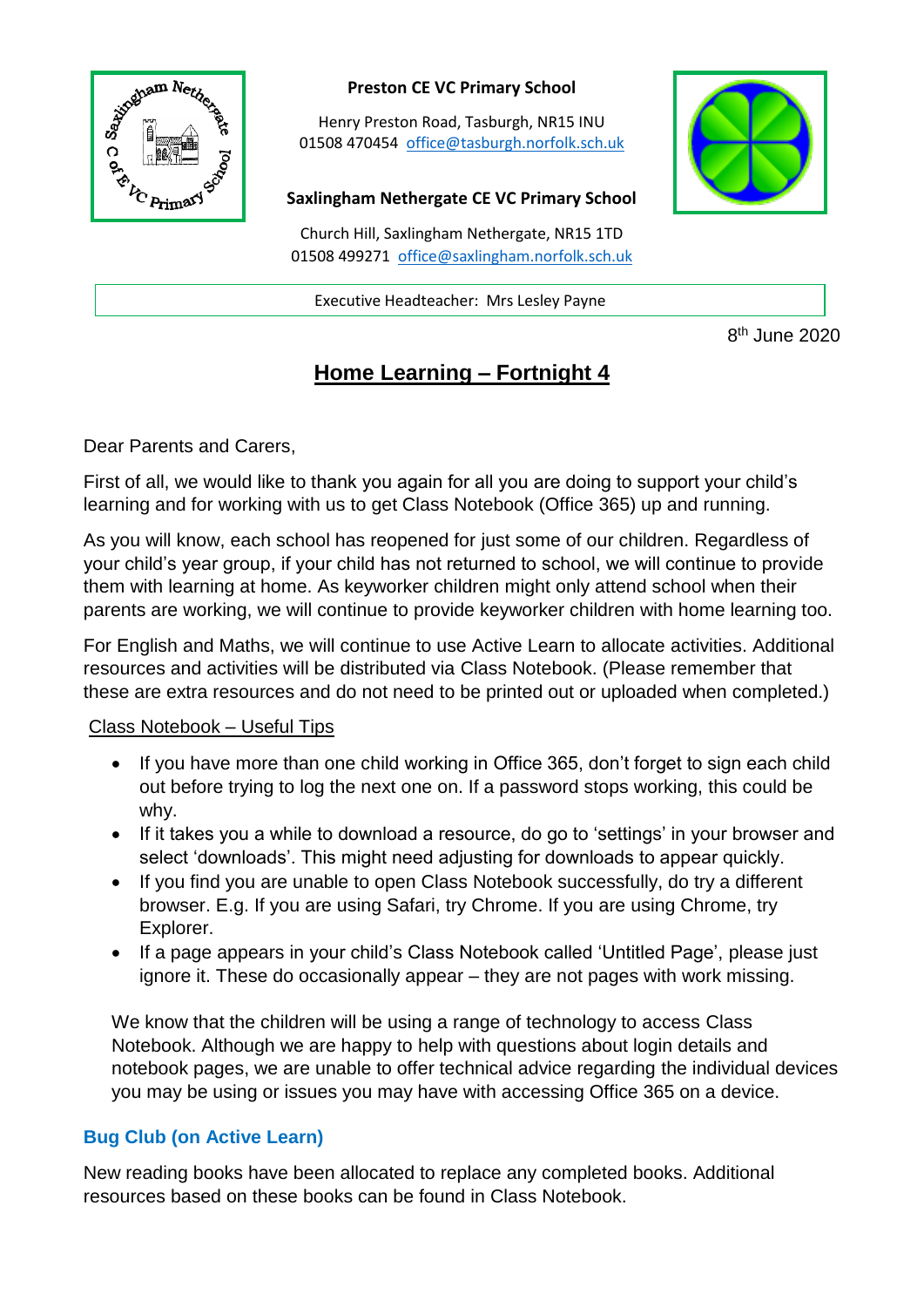**Preston CE VC Primary School**

Henry Preston Road, Tasburgh, NR15 INU
01508 470454 office@tasburgh.norfolk.sch.uk

**Saxlingham Nethergate CE VC Primary School**

Church Hill, Saxlingham Nethergate, NR15 1TD
01508 499271 office@saxlingham.norfolk.sch.uk

Executive Headteacher: Mrs Lesley Payne

8th June 2020

# Home Learning – Fortnight 4

Dear Parents and Carers,

First of all, we would like to thank you again for all you are doing to support your child's learning and for working with us to get Class Notebook (Office 365) up and running.

As you will know, each school has reopened for just some of our children. Regardless of your child's year group, if your child has not returned to school, we will continue to provide them with learning at home. As keyworker children might only attend school when their parents are working, we will continue to provide keyworker children with home learning too.

For English and Maths, we will continue to use Active Learn to allocate activities. Additional resources and activities will be distributed via Class Notebook. (Please remember that these are extra resources and do not need to be printed out or uploaded when completed.)

Class Notebook – Useful Tips

- If you have more than one child working in Office 365, don't forget to sign each child out before trying to log the next one on. If a password stops working, this could be why.
- If it takes you a while to download a resource, do go to 'settings' in your browser and select 'downloads'. This might need adjusting for downloads to appear quickly.
- If you find you are unable to open Class Notebook successfully, do try a different browser. E.g. If you are using Safari, try Chrome. If you are using Chrome, try Explorer.
- If a page appears in your child's Class Notebook called 'Untitled Page', please just ignore it. These do occasionally appear – they are not pages with work missing.

We know that the children will be using a range of technology to access Class Notebook. Although we are happy to help with questions about login details and notebook pages, we are unable to offer technical advice regarding the individual devices you may be using or issues you may have with accessing Office 365 on a device.

### Bug Club (on Active Learn)

New reading books have been allocated to replace any completed books. Additional resources based on these books can be found in Class Notebook.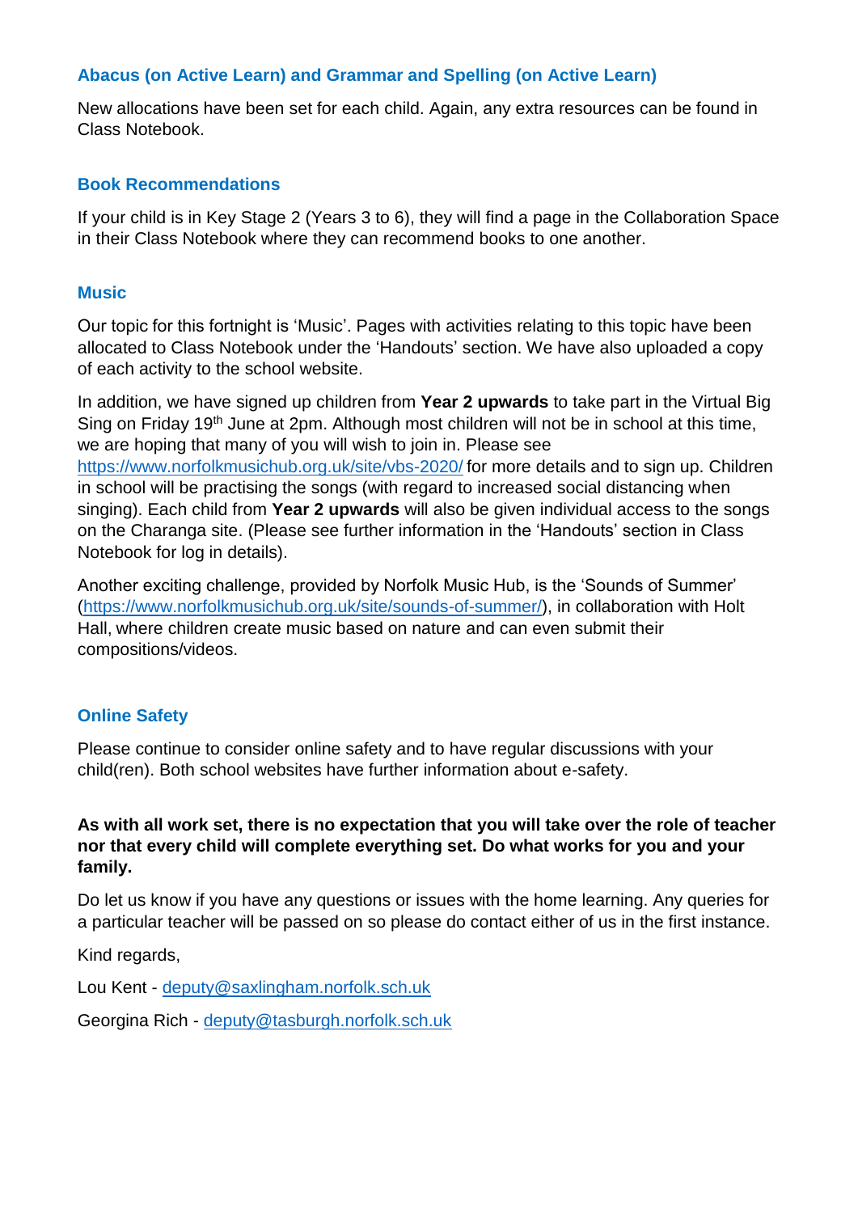### Abacus (on Active Learn) and Grammar and Spelling (on Active Learn)

New allocations have been set for each child. Again, any extra resources can be found in Class Notebook.

### Book Recommendations

If your child is in Key Stage 2 (Years 3 to 6), they will find a page in the Collaboration Space in their Class Notebook where they can recommend books to one another.

### Music

Our topic for this fortnight is 'Music'. Pages with activities relating to this topic have been allocated to Class Notebook under the 'Handouts' section. We have also uploaded a copy of each activity to the school website.

In addition, we have signed up children from **Year 2 upwards** to take part in the Virtual Big Sing on Friday 19th June at 2pm. Although most children will not be in school at this time, we are hoping that many of you will wish to join in. Please see https://www.norfolkmusichub.org.uk/site/vbs-2020/ for more details and to sign up. Children in school will be practising the songs (with regard to increased social distancing when singing). Each child from **Year 2 upwards** will also be given individual access to the songs on the Charanga site. (Please see further information in the 'Handouts' section in Class Notebook for log in details).

Another exciting challenge, provided by Norfolk Music Hub, is the 'Sounds of Summer' (https://www.norfolkmusichub.org.uk/site/sounds-of-summer/), in collaboration with Holt Hall, where children create music based on nature and can even submit their compositions/videos.

### Online Safety

Please continue to consider online safety and to have regular discussions with your child(ren). Both school websites have further information about e-safety.

**As with all work set, there is no expectation that you will take over the role of teacher nor that every child will complete everything set. Do what works for you and your family.**

Do let us know if you have any questions or issues with the home learning. Any queries for a particular teacher will be passed on so please do contact either of us in the first instance.

Kind regards,

Lou Kent - deputy@saxlingham.norfolk.sch.uk

Georgina Rich - deputy@tasburgh.norfolk.sch.uk